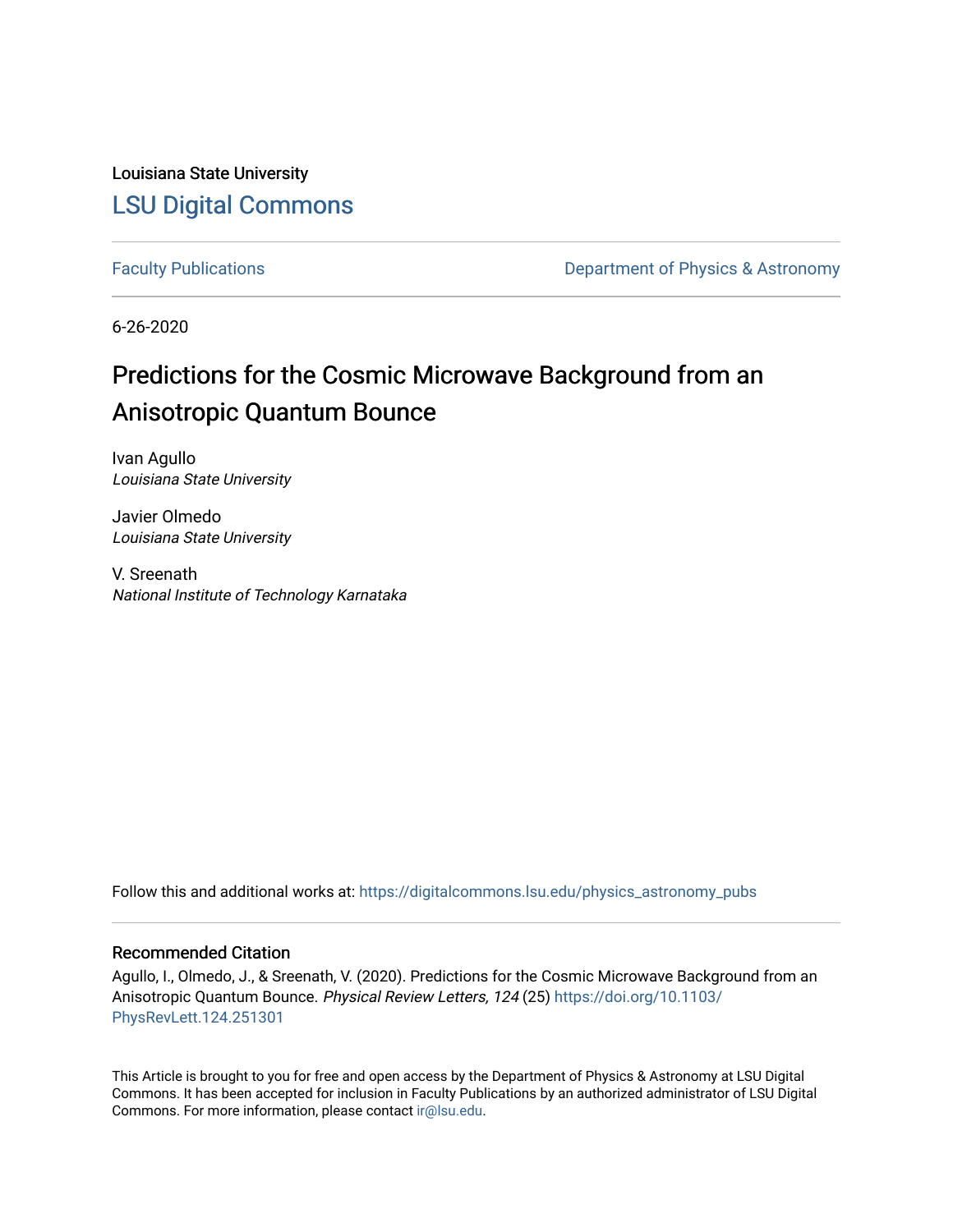Louisiana State University

# LSU Digital Commons

Faculty Publications | Department of Physics & Astronomy

6-26-2020

## Predictions for the Cosmic Microwave Background from an Anisotropic Quantum Bounce

Ivan Agullo
*Louisiana State University*

Javier Olmedo
*Louisiana State University*

V. Sreenath
*National Institute of Technology Karnataka*

Follow this and additional works at: https://digitalcommons.lsu.edu/physics_astronomy_pubs

### Recommended Citation

Agullo, I., Olmedo, J., & Sreenath, V. (2020). Predictions for the Cosmic Microwave Background from an Anisotropic Quantum Bounce. *Physical Review Letters, 124* (25) https://doi.org/10.1103/PhysRevLett.124.251301

This Article is brought to you for free and open access by the Department of Physics & Astronomy at LSU Digital Commons. It has been accepted for inclusion in Faculty Publications by an authorized administrator of LSU Digital Commons. For more information, please contact ir@lsu.edu.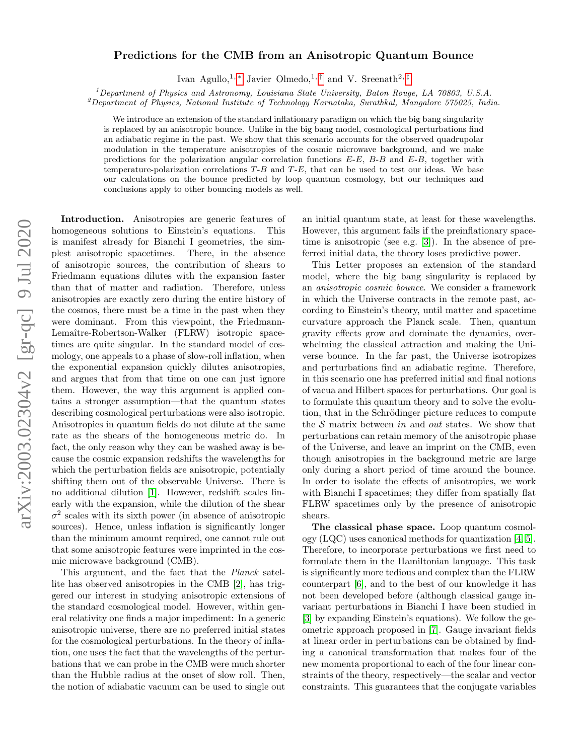# Predictions for the CMB from an Anisotropic Quantum Bounce

Ivan Agullo,[1,*] Javier Olmedo,[1,†] and V. Sreenath[2,‡]

[1]Department of Physics and Astronomy, Louisiana State University, Baton Rouge, LA 70803, U.S.A.
[2]Department of Physics, National Institute of Technology Karnataka, Surathkal, Mangalore 575025, India.

We introduce an extension of the standard inflationary paradigm on which the big bang singularity is replaced by an anisotropic bounce. Unlike in the big bang model, cosmological perturbations find an adiabatic regime in the past. We show that this scenario accounts for the observed quadrupolar modulation in the temperature anisotropies of the cosmic microwave background, and we make predictions for the polarization angular correlation functions $E$-$E$, $B$-$B$ and $E$-$B$, together with temperature-polarization correlations $T$-$B$ and $T$-$E$, that can be used to test our ideas. We base our calculations on the bounce predicted by loop quantum cosmology, but our techniques and conclusions apply to other bouncing models as well.

**Introduction.** Anisotropies are generic features of homogeneous solutions to Einstein's equations. This is manifest already for Bianchi I geometries, the simplest anisotropic spacetimes. There, in the absence of anisotropic sources, the contribution of shears to Friedmann equations dilutes with the expansion faster than that of matter and radiation. Therefore, unless anisotropies are exactly zero during the entire history of the cosmos, there must be a time in the past when they were dominant. From this viewpoint, the Friedmann-Lemaître-Robertson-Walker (FLRW) isotropic spacetimes are quite singular. In the standard model of cosmology, one appeals to a phase of slow-roll inflation, when the exponential expansion quickly dilutes anisotropies, and argues that from that time on one can just ignore them. However, the way this argument is applied contains a stronger assumption—that the quantum states describing cosmological perturbations were also isotropic. Anisotropies in quantum fields do not dilute at the same rate as the shears of the homogeneous metric do. In fact, the only reason why they can be washed away is because the cosmic expansion redshifts the wavelengths for which the perturbation fields are anisotropic, potentially shifting them out of the observable Universe. There is no additional dilution [1]. However, redshift scales linearly with the expansion, while the dilution of the shear $\sigma^2$ scales with its sixth power (in absence of anisotropic sources). Hence, unless inflation is significantly longer than the minimum amount required, one cannot rule out that some anisotropic features were imprinted in the cosmic microwave background (CMB).

This argument, and the fact that the *Planck* satellite has observed anisotropies in the CMB [2], has triggered our interest in studying anisotropic extensions of the standard cosmological model. However, within general relativity one finds a major impediment: In a generic anisotropic universe, there are no preferred initial states for the cosmological perturbations. In the theory of inflation, one uses the fact that the wavelengths of the perturbations that we can probe in the CMB were much shorter than the Hubble radius at the onset of slow roll. Then, the notion of adiabatic vacuum can be used to single out an initial quantum state, at least for these wavelengths. However, this argument fails if the preinflationary spacetime is anisotropic (see e.g. [3]). In the absence of preferred initial data, the theory loses predictive power.

This Letter proposes an extension of the standard model, where the big bang singularity is replaced by an *anisotropic cosmic bounce*. We consider a framework in which the Universe contracts in the remote past, according to Einstein's theory, until matter and spacetime curvature approach the Planck scale. Then, quantum gravity effects grow and dominate the dynamics, overwhelming the classical attraction and making the Universe bounce. In the far past, the Universe isotropizes and perturbations find an adiabatic regime. Therefore, in this scenario one has preferred initial and final notions of vacua and Hilbert spaces for perturbations. Our goal is to formulate this quantum theory and to solve the evolution, that in the Schrödinger picture reduces to compute the $\mathcal{S}$ matrix between *in* and *out* states. We show that perturbations can retain memory of the anisotropic phase of the Universe, and leave an imprint on the CMB, even though anisotropies in the background metric are large only during a short period of time around the bounce. In order to isolate the effects of anisotropies, we work with Bianchi I spacetimes; they differ from spatially flat FLRW spacetimes only by the presence of anisotropic shears.

**The classical phase space.** Loop quantum cosmology (LQC) uses canonical methods for quantization [4, 5]. Therefore, to incorporate perturbations we first need to formulate them in the Hamiltonian language. This task is significantly more tedious and complex than the FLRW counterpart [6], and to the best of our knowledge it has not been developed before (although classical gauge invariant perturbations in Bianchi I have been studied in [3] by expanding Einstein's equations). We follow the geometric approach proposed in [7]. Gauge invariant fields at linear order in perturbations can be obtained by finding a canonical transformation that makes four of the new momenta proportional to each of the four linear constraints of the theory, respectively—the scalar and vector constraints. This guarantees that the conjugate variables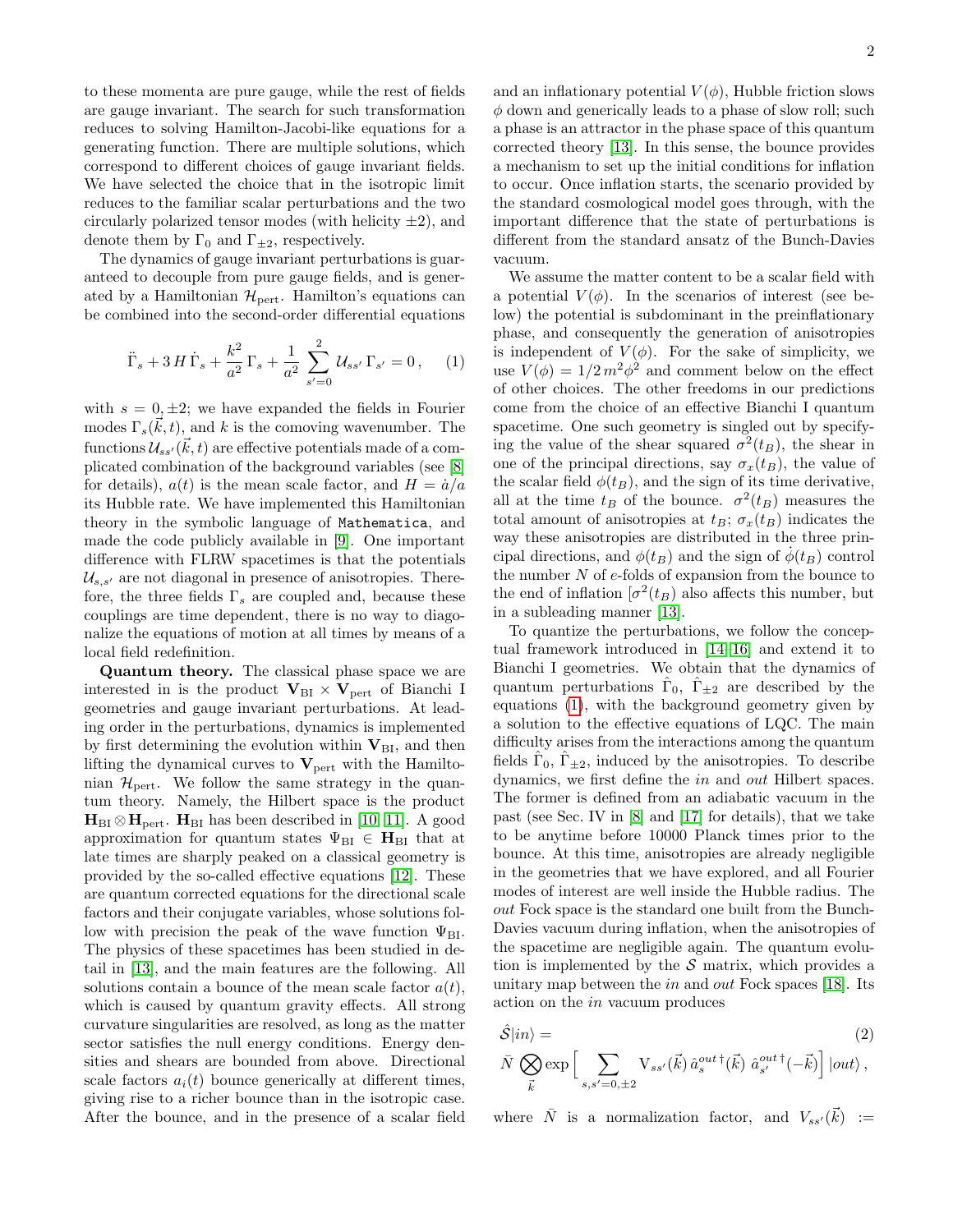to these momenta are pure gauge, while the rest of fields are gauge invariant. The search for such transformation reduces to solving Hamilton-Jacobi-like equations for a generating function. There are multiple solutions, which correspond to different choices of gauge invariant fields. We have selected the choice that in the isotropic limit reduces to the familiar scalar perturbations and the two circularly polarized tensor modes (with helicity $\pm 2$), and denote them by $\Gamma_0$ and $\Gamma_{\pm 2}$, respectively.

The dynamics of gauge invariant perturbations is guaranteed to decouple from pure gauge fields, and is generated by a Hamiltonian $\mathcal{H}_{\rm pert}$. Hamilton's equations can be combined into the second-order differential equations

$$\ddot{\Gamma}_s + 3\, H\, \dot{\Gamma}_s + \frac{k^2}{a^2}\, \Gamma_s + \frac{1}{a^2} \sum_{s'=0}^{2} \mathcal{U}_{ss'}\, \Gamma_{s'} = 0\,, \qquad (1)$$

with $s = 0, \pm 2$; we have expanded the fields in Fourier modes $\Gamma_s(\vec{k}, t)$, and $k$ is the comoving wavenumber. The functions $\mathcal{U}_{ss'}(\vec{k}, t)$ are effective potentials made of a complicated combination of the background variables (see [8] for details), $a(t)$ is the mean scale factor, and $H = \dot{a}/a$ its Hubble rate. We have implemented this Hamiltonian theory in the symbolic language of `Mathematica`, and made the code publicly available in [9]. One important difference with FLRW spacetimes is that the potentials $\mathcal{U}_{s,s'}$ are not diagonal in presence of anisotropies. Therefore, the three fields $\Gamma_s$ are coupled and, because these couplings are time dependent, there is no way to diagonalize the equations of motion at all times by means of a local field redefinition.

**Quantum theory.** The classical phase space we are interested in is the product $\mathbf{V}_{\rm BI} \times \mathbf{V}_{\rm pert}$ of Bianchi I geometries and gauge invariant perturbations. At leading order in the perturbations, dynamics is implemented by first determining the evolution within $\mathbf{V}_{\rm BI}$, and then lifting the dynamical curves to $\mathbf{V}_{\rm pert}$ with the Hamiltonian $\mathcal{H}_{\rm pert}$. We follow the same strategy in the quantum theory. Namely, the Hilbert space is the product $\mathbf{H}_{\rm BI} \otimes \mathbf{H}_{\rm pert}$. $\mathbf{H}_{\rm BI}$ has been described in [10, 11]. A good approximation for quantum states $\Psi_{\rm BI} \in \mathbf{H}_{\rm BI}$ that at late times are sharply peaked on a classical geometry is provided by the so-called effective equations [12]. These are quantum corrected equations for the directional scale factors and their conjugate variables, whose solutions follow with precision the peak of the wave function $\Psi_{\rm BI}$. The physics of these spacetimes has been studied in detail in [13], and the main features are the following. All solutions contain a bounce of the mean scale factor $a(t)$, which is caused by quantum gravity effects. All strong curvature singularities are resolved, as long as the matter sector satisfies the null energy conditions. Energy densities and shears are bounded from above. Directional scale factors $a_i(t)$ bounce generically at different times, giving rise to a richer bounce than in the isotropic case. After the bounce, and in the presence of a scalar field and an inflationary potential $V(\phi)$, Hubble friction slows $\phi$ down and generically leads to a phase of slow roll; such a phase is an attractor in the phase space of this quantum corrected theory [13]. In this sense, the bounce provides a mechanism to set up the initial conditions for inflation to occur. Once inflation starts, the scenario provided by the standard cosmological model goes through, with the important difference that the state of perturbations is different from the standard ansatz of the Bunch-Davies vacuum.

We assume the matter content to be a scalar field with a potential $V(\phi)$. In the scenarios of interest (see below) the potential is subdominant in the preinflationary phase, and consequently the generation of anisotropies is independent of $V(\phi)$. For the sake of simplicity, we use $V(\phi) = 1/2\, m^2 \phi^2$ and comment below on the effect of other choices. The other freedoms in our predictions come from the choice of an effective Bianchi I quantum spacetime. One such geometry is singled out by specifying the value of the shear squared $\sigma^2(t_B)$, the shear in one of the principal directions, say $\sigma_x(t_B)$, the value of the scalar field $\phi(t_B)$, and the sign of its time derivative, all at the time $t_B$ of the bounce. $\sigma^2(t_B)$ measures the total amount of anisotropies at $t_B$; $\sigma_x(t_B)$ indicates the way these anisotropies are distributed in the three principal directions, and $\phi(t_B)$ and the sign of $\dot{\phi}(t_B)$ control the number $N$ of $e$-folds of expansion from the bounce to the end of inflation [$\sigma^2(t_B)$ also affects this number, but in a subleading manner [13].

To quantize the perturbations, we follow the conceptual framework introduced in [14–16] and extend it to Bianchi I geometries. We obtain that the dynamics of quantum perturbations $\hat{\Gamma}_0$, $\hat{\Gamma}_{\pm 2}$ are described by the equations (1), with the background geometry given by a solution to the effective equations of LQC. The main difficulty arises from the interactions among the quantum fields $\hat{\Gamma}_0$, $\hat{\Gamma}_{\pm 2}$, induced by the anisotropies. To describe dynamics, we first define the *in* and *out* Hilbert spaces. The former is defined from an adiabatic vacuum in the past (see Sec. IV in [8] and [17] for details), that we take to be anytime before 10000 Planck times prior to the bounce. At this time, anisotropies are already negligible in the geometries that we have explored, and all Fourier modes of interest are well inside the Hubble radius. The *out* Fock space is the standard one built from the Bunch-Davies vacuum during inflation, when the anisotropies of the spacetime are negligible again. The quantum evolution is implemented by the $\mathcal{S}$ matrix, which provides a unitary map between the *in* and *out* Fock spaces [18]. Its action on the *in* vacuum produces

$$\hat{\mathcal{S}}|in\rangle = \qquad (2)$$
$$\bar{N} \bigotimes_{\vec{k}} \exp\Big[ \sum_{s,s'=0,\pm 2} \mathrm{V}_{ss'}(\vec{k})\, \hat{a}_s^{out\,\dagger}(\vec{k})\ \hat{a}_{s'}^{out\,\dagger}(-\vec{k}) \Big] \, |out\rangle\,,$$

where $\bar{N}$ is a normalization factor, and $V_{ss'}(\vec{k}) :=$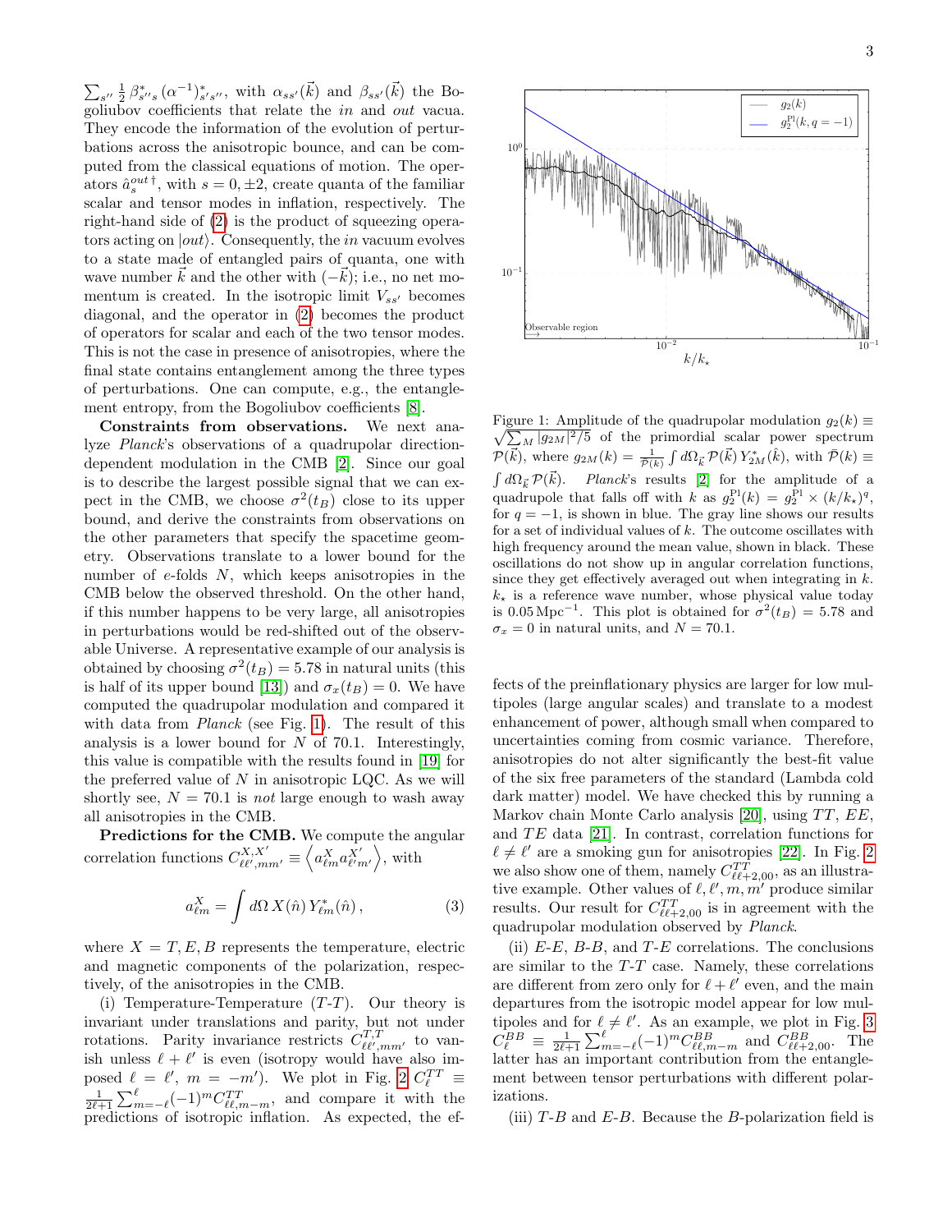$\sum_{s''} \frac{1}{2} \beta^*_{s''s} (\alpha^{-1})^*_{s's''}$, with $\alpha_{ss'}(\vec{k})$ and $\beta_{ss'}(\vec{k})$ the Bogoliubov coefficients that relate the *in* and *out* vacua. They encode the information of the evolution of perturbations across the anisotropic bounce, and can be computed from the classical equations of motion. The operators $\hat{a}_s^{out\,\dagger}$, with $s = 0, \pm 2$, create quanta of the familiar scalar and tensor modes in inflation, respectively. The right-hand side of (2) is the product of squeezing operators acting on $|out\rangle$. Consequently, the *in* vacuum evolves to a state made of entangled pairs of quanta, one with wave number $\vec{k}$ and the other with $(-\vec{k})$; i.e., no net momentum is created. In the isotropic limit $V_{ss'}$ becomes diagonal, and the operator in (2) becomes the product of operators for scalar and each of the two tensor modes. This is not the case in presence of anisotropies, where the final state contains entanglement among the three types of perturbations. One can compute, e.g., the entanglement entropy, from the Bogoliubov coefficients [8].

**Constraints from observations.** We next analyze *Planck*'s observations of a quadrupolar direction-dependent modulation in the CMB [2]. Since our goal is to describe the largest possible signal that we can expect in the CMB, we choose $\sigma^2(t_B)$ close to its upper bound, and derive the constraints from observations on the other parameters that specify the spacetime geometry. Observations translate to a lower bound for the number of $e$-folds $N$, which keeps anisotropies in the CMB below the observed threshold. On the other hand, if this number happens to be very large, all anisotropies in perturbations would be red-shifted out of the observable Universe. A representative example of our analysis is obtained by choosing $\sigma^2(t_B) = 5.78$ in natural units (this is half of its upper bound [13]) and $\sigma_x(t_B) = 0$. We have computed the quadrupolar modulation and compared it with data from *Planck* (see Fig. 1). The result of this analysis is a lower bound for $N$ of 70.1. Interestingly, this value is compatible with the results found in [19] for the preferred value of $N$ in anisotropic LQC. As we will shortly see, $N = 70.1$ is *not* large enough to wash away all anisotropies in the CMB.

**Predictions for the CMB.** We compute the angular correlation functions $C^{X,X'}_{\ell\ell',mm'} \equiv \left\langle a^X_{\ell m} a^{X'}_{\ell' m'} \right\rangle$, with

$$a^X_{\ell m} = \int d\Omega \, X(\hat{n}) \, Y^*_{\ell m}(\hat{n}) \,, \tag{3}$$

where $X = T, E, B$ represents the temperature, electric and magnetic components of the polarization, respectively, of the anisotropies in the CMB.

(i) Temperature-Temperature ($T$-$T$). Our theory is invariant under translations and parity, but not under rotations. Parity invariance restricts $C^{T,T}_{\ell\ell',mm'}$ to vanish unless $\ell + \ell'$ is even (isotropy would have also imposed $\ell = \ell'$, $m = -m'$). We plot in Fig. 2 $C^{TT}_\ell \equiv \frac{1}{2\ell+1} \sum_{m=-\ell}^{\ell} (-1)^m C^{TT}_{\ell\ell,m-m}$, and compare it with the predictions of isotropic inflation. As expected, the effects of the preinflationary physics are larger for low multipoles (large angular scales) and translate to a modest enhancement of power, although small when compared to uncertainties coming from cosmic variance. Therefore, anisotropies do not alter significantly the best-fit value of the six free parameters of the standard (Lambda cold dark matter) model. We have checked this by running a Markov chain Monte Carlo analysis [20], using $TT$, $EE$, and $TE$ data [21]. In contrast, correlation functions for $\ell \neq \ell'$ are a smoking gun for anisotropies [22]. In Fig. 2 we also show one of them, namely $C^{TT}_{\ell\ell+2,00}$, as an illustrative example. Other values of $\ell, \ell', m, m'$ produce similar results. Our result for $C^{TT}_{\ell\ell+2,00}$ is in agreement with the quadrupolar modulation observed by *Planck*.

(ii) $E$-$E$, $B$-$B$, and $T$-$E$ correlations. The conclusions are similar to the $T$-$T$ case. Namely, these correlations are different from zero only for $\ell + \ell'$ even, and the main departures from the isotropic model appear for low multipoles and for $\ell \neq \ell'$. As an example, we plot in Fig. 3 $C^{BB}_\ell \equiv \frac{1}{2\ell+1} \sum_{m=-\ell}^{\ell} (-1)^m C^{BB}_{\ell\ell,m-m}$ and $C^{BB}_{\ell\ell+2,00}$. The latter has an important contribution from the entanglement between tensor perturbations with different polarizations.

(iii) $T$-$B$ and $E$-$B$. Because the $B$-polarization field is

Figure 1: Amplitude of the quadrupolar modulation $g_2(k) \equiv \sqrt{\sum_M |g_{2M}|^2/5}$ of the primordial scalar power spectrum $\mathcal{P}(\vec{k})$, where $g_{2M}(k) = \frac{1}{\bar{\mathcal{P}}(k)} \int d\Omega_{\vec{k}} \, \mathcal{P}(\vec{k}) \, Y^*_{2M}(\hat{k})$, with $\bar{\mathcal{P}}(k) \equiv \int d\Omega_{\vec{k}} \, \mathcal{P}(\vec{k})$. *Planck*'s results [2] for the amplitude of a quadrupole that falls off with $k$ as $g_2^{\rm Pl}(k) = g_2^{\rm Pl} \times (k/k_\star)^q$, for $q = -1$, is shown in blue. The gray line shows our results for a set of individual values of $k$. The outcome oscillates with high frequency around the mean value, shown in black. These oscillations do not show up in angular correlation functions, since they get effectively averaged out when integrating in $k$. $k_\star$ is a reference wave number, whose physical value today is $0.05\,{\rm Mpc}^{-1}$. This plot is obtained for $\sigma^2(t_B) = 5.78$ and $\sigma_x = 0$ in natural units, and $N = 70.1$.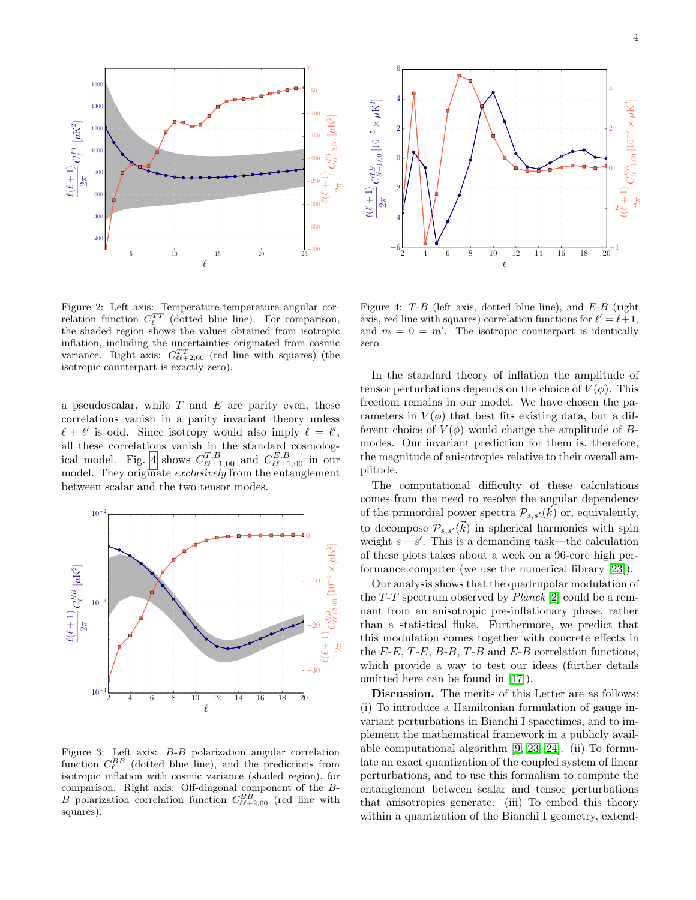Figure 2: Left axis: Temperature-temperature angular correlation function $C_\ell^{TT}$ (dotted blue line). For comparison, the shaded region shows the values obtained from isotropic inflation, including the uncertainties originated from cosmic variance. Right axis: $C_{\ell\ell+2,00}^{TT}$ (red line with squares) (the isotropic counterpart is exactly zero).

a pseudoscalar, while $T$ and $E$ are parity even, these correlations vanish in a parity invariant theory unless $\ell+\ell'$ is odd. Since isotropy would also imply $\ell=\ell'$, all these correlations vanish in the standard cosmological model. Fig. 4 shows $C_{\ell\ell+1,00}^{T,B}$ and $C_{\ell\ell+1,00}^{E,B}$ in our model. They originate *exclusively* from the entanglement between scalar and the two tensor modes.

Figure 3: Left axis: $B$-$B$ polarization angular correlation function $C_\ell^{BB}$ (dotted blue line), and the predictions from isotropic inflation with cosmic variance (shaded region), for comparison. Right axis: Off-diagonal component of the $B$-$B$ polarization correlation function $C_{\ell\ell+2,00}^{BB}$ (red line with squares).

Figure 4: $T$-$B$ (left axis, dotted blue line), and $E$-$B$ (right axis, red line with squares) correlation functions for $\ell'=\ell+1$, and $m=0=m'$. The isotropic counterpart is identically zero.

In the standard theory of inflation the amplitude of tensor perturbations depends on the choice of $V(\phi)$. This freedom remains in our model. We have chosen the parameters in $V(\phi)$ that best fits existing data, but a different choice of $V(\phi)$ would change the amplitude of $B$-modes. Our invariant prediction for them is, therefore, the magnitude of anisotropies relative to their overall amplitude.

The computational difficulty of these calculations comes from the need to resolve the angular dependence of the primordial power spectra $\mathcal{P}_{s,s'}(\vec{k})$ or, equivalently, to decompose $\mathcal{P}_{s,s'}(\vec{k})$ in spherical harmonics with spin weight $s-s'$. This is a demanding task—the calculation of these plots takes about a week on a 96-core high performance computer (we use the numerical library [23]).

Our analysis shows that the quadrupolar modulation of the $T$-$T$ spectrum observed by *Planck* [2] could be a remnant from an anisotropic pre-inflationary phase, rather than a statistical fluke. Furthermore, we predict that this modulation comes together with concrete effects in the $E$-$E$, $T$-$E$, $B$-$B$, $T$-$B$ and $E$-$B$ correlation functions, which provide a way to test our ideas (further details omitted here can be found in [17]).

**Discussion.** The merits of this Letter are as follows: (i) To introduce a Hamiltonian formulation of gauge invariant perturbations in Bianchi I spacetimes, and to implement the mathematical framework in a publicly available computational algorithm [9, 23, 24]. (ii) To formulate an exact quantization of the coupled system of linear perturbations, and to use this formalism to compute the entanglement between scalar and tensor perturbations that anisotropies generate. (iii) To embed this theory within a quantization of the Bianchi I geometry, extend-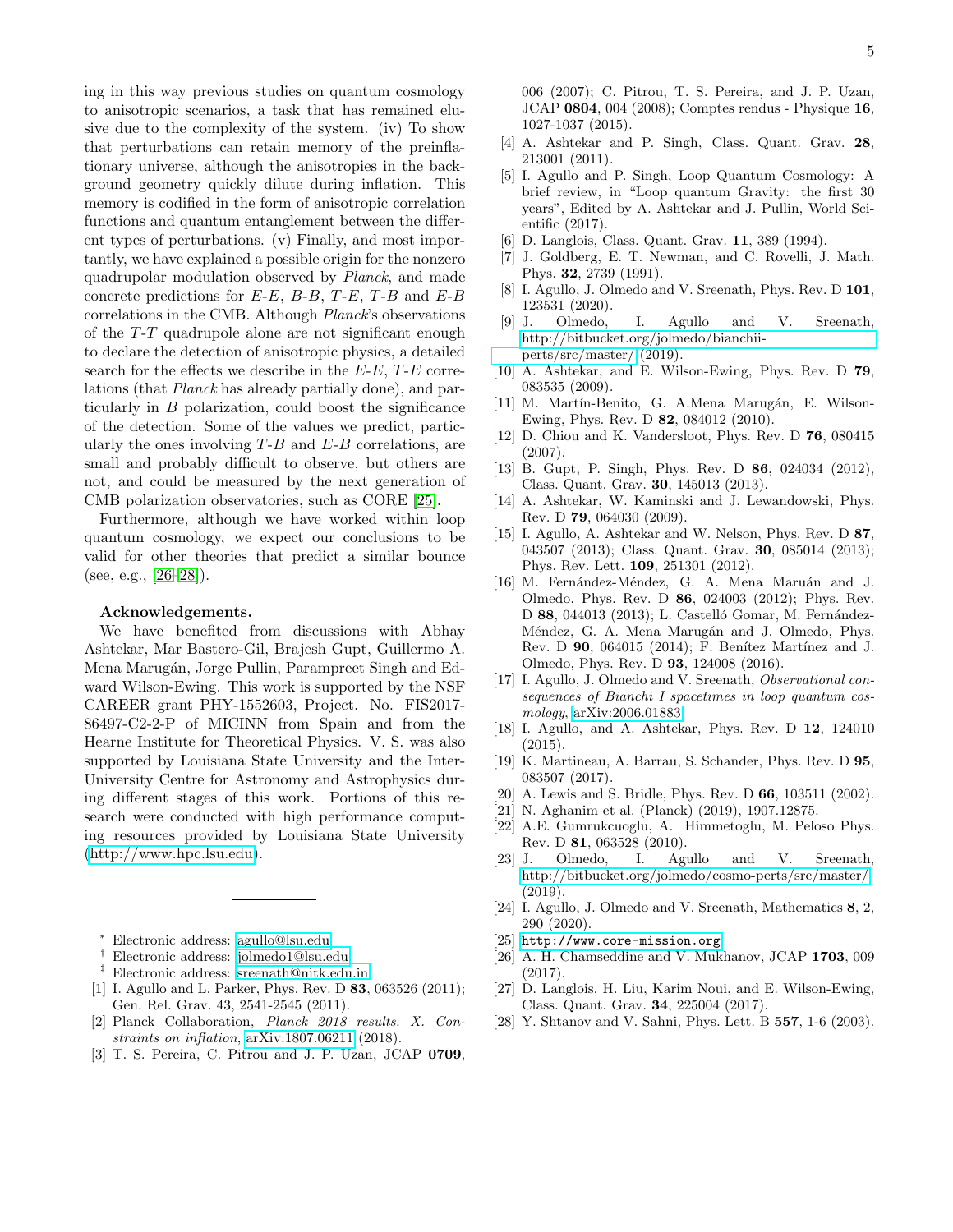ing in this way previous studies on quantum cosmology to anisotropic scenarios, a task that has remained elusive due to the complexity of the system. (iv) To show that perturbations can retain memory of the preinflationary universe, although the anisotropies in the background geometry quickly dilute during inflation. This memory is codified in the form of anisotropic correlation functions and quantum entanglement between the different types of perturbations. (v) Finally, and most importantly, we have explained a possible origin for the nonzero quadrupolar modulation observed by *Planck*, and made concrete predictions for $E$-$E$, $B$-$B$, $T$-$E$, $T$-$B$ and $E$-$B$ correlations in the CMB. Although *Planck*'s observations of the $T$-$T$ quadrupole alone are not significant enough to declare the detection of anisotropic physics, a detailed search for the effects we describe in the $E$-$E$, $T$-$E$ correlations (that *Planck* has already partially done), and particularly in $B$ polarization, could boost the significance of the detection. Some of the values we predict, particularly the ones involving $T$-$B$ and $E$-$B$ correlations, are small and probably difficult to observe, but others are not, and could be measured by the next generation of CMB polarization observatories, such as CORE [25].

Furthermore, although we have worked within loop quantum cosmology, we expect our conclusions to be valid for other theories that predict a similar bounce (see, e.g., [26–28]).

**Acknowledgements.**
We have benefited from discussions with Abhay Ashtekar, Mar Bastero-Gil, Brajesh Gupt, Guillermo A. Mena Marugán, Jorge Pullin, Parampreet Singh and Edward Wilson-Ewing. This work is supported by the NSF CAREER grant PHY-1552603, Project. No. FIS2017-86497-C2-2-P of MICINN from Spain and from the Hearne Institute for Theoretical Physics. V. S. was also supported by Louisiana State University and the Inter-University Centre for Astronomy and Astrophysics during different stages of this work. Portions of this research were conducted with high performance computing resources provided by Louisiana State University (http://www.hpc.lsu.edu).

---

[*] Electronic address: agullo@lsu.edu
[†] Electronic address: jolmedo1@lsu.edu
[‡] Electronic address: sreenath@nitk.edu.in

[1] I. Agullo and L. Parker, Phys. Rev. D **83**, 063526 (2011); Gen. Rel. Grav. 43, 2541-2545 (2011).
[2] Planck Collaboration, *Planck 2018 results. X. Constraints on inflation*, arXiv:1807.06211 (2018).
[3] T. S. Pereira, C. Pitrou and J. P. Uzan, JCAP **0709**, 006 (2007); C. Pitrou, T. S. Pereira, and J. P. Uzan, JCAP **0804**, 004 (2008); Comptes rendus - Physique **16**, 1027-1037 (2015).
[4] A. Ashtekar and P. Singh, Class. Quant. Grav. **28**, 213001 (2011).
[5] I. Agullo and P. Singh, Loop Quantum Cosmology: A brief review, in "Loop quantum Gravity: the first 30 years", Edited by A. Ashtekar and J. Pullin, World Scientific (2017).
[6] D. Langlois, Class. Quant. Grav. **11**, 389 (1994).
[7] J. Goldberg, E. T. Newman, and C. Rovelli, J. Math. Phys. **32**, 2739 (1991).
[8] I. Agullo, J. Olmedo and V. Sreenath, Phys. Rev. D **101**, 123531 (2020).
[9] J. Olmedo, I. Agullo and V. Sreenath, http://bitbucket.org/jolmedo/bianchii-perts/src/master/ (2019).
[10] A. Ashtekar, and E. Wilson-Ewing, Phys. Rev. D **79**, 083535 (2009).
[11] M. Martín-Benito, G. A.Mena Marugán, E. Wilson-Ewing, Phys. Rev. D **82**, 084012 (2010).
[12] D. Chiou and K. Vandersloot, Phys. Rev. D **76**, 080415 (2007).
[13] B. Gupt, P. Singh, Phys. Rev. D **86**, 024034 (2012), Class. Quant. Grav. **30**, 145013 (2013).
[14] A. Ashtekar, W. Kaminski and J. Lewandowski, Phys. Rev. D **79**, 064030 (2009).
[15] I. Agullo, A. Ashtekar and W. Nelson, Phys. Rev. D **87**, 043507 (2013); Class. Quant. Grav. **30**, 085014 (2013); Phys. Rev. Lett. **109**, 251301 (2012).
[16] M. Fernández-Méndez, G. A. Mena Maruán and J. Olmedo, Phys. Rev. D **86**, 024003 (2012); Phys. Rev. D **88**, 044013 (2013); L. Castelló Gomar, M. Fernández-Méndez, G. A. Mena Marugán and J. Olmedo, Phys. Rev. D **90**, 064015 (2014); F. Benítez Martínez and J. Olmedo, Phys. Rev. D **93**, 124008 (2016).
[17] I. Agullo, J. Olmedo and V. Sreenath, *Observational consequences of Bianchi I spacetimes in loop quantum cosmology*, arXiv:2006.01883.
[18] I. Agullo, and A. Ashtekar, Phys. Rev. D **12**, 124010 (2015).
[19] K. Martineau, A. Barrau, S. Schander, Phys. Rev. D **95**, 083507 (2017).
[20] A. Lewis and S. Bridle, Phys. Rev. D **66**, 103511 (2002).
[21] N. Aghanim et al. (Planck) (2019), 1907.12875.
[22] A.E. Gumrukcuoglu, A. Himmetoglu, M. Peloso Phys. Rev. D **81**, 063528 (2010).
[23] J. Olmedo, I. Agullo and V. Sreenath, http://bitbucket.org/jolmedo/cosmo-perts/src/master/ (2019).
[24] I. Agullo, J. Olmedo and V. Sreenath, Mathematics **8**, 2, 290 (2020).
[25] `http://www.core-mission.org`
[26] A. H. Chamseddine and V. Mukhanov, JCAP **1703**, 009 (2017).
[27] D. Langlois, H. Liu, Karim Noui, and E. Wilson-Ewing, Class. Quant. Grav. **34**, 225004 (2017).
[28] Y. Shtanov and V. Sahni, Phys. Lett. B **557**, 1-6 (2003).